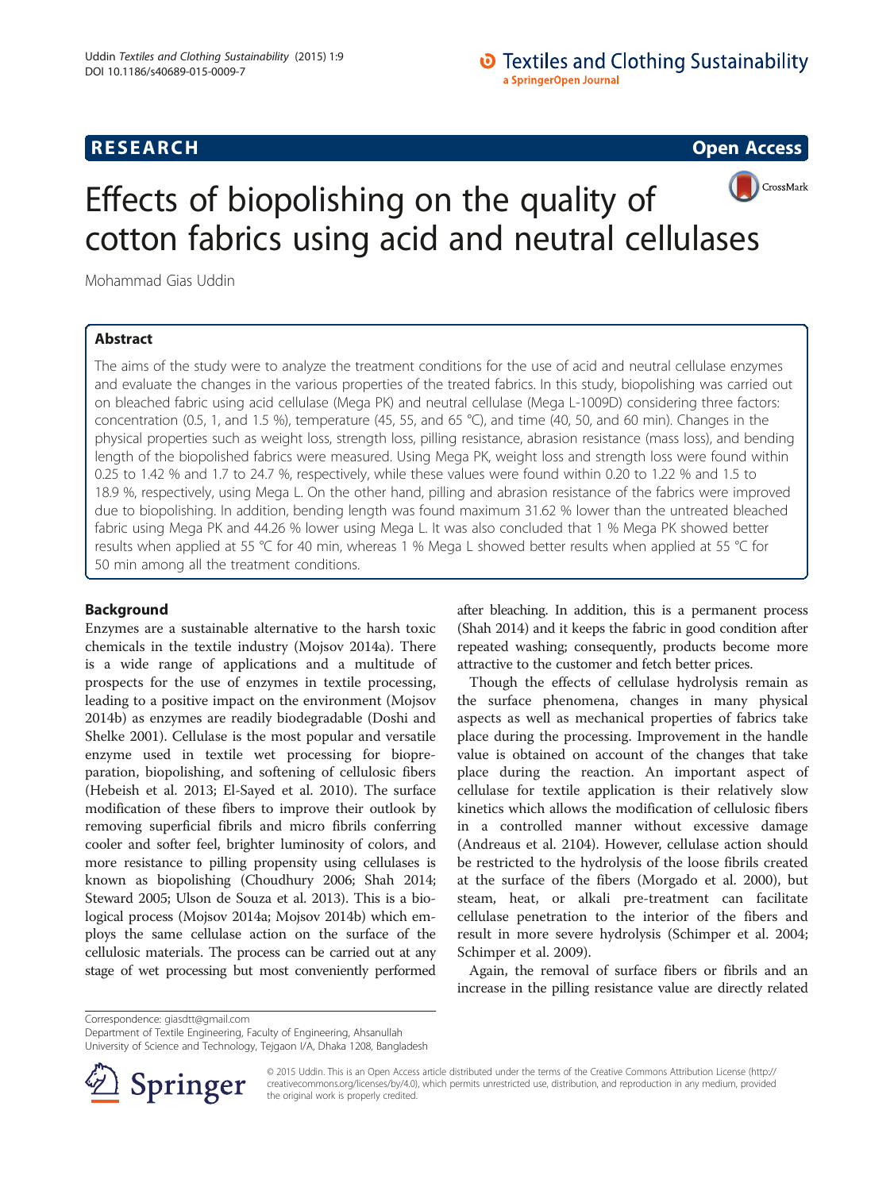RESEARCH

Open Access

# Effects of biopolishing on the quality of cotton fabrics using acid and neutral cellulases

Mohammad Gias Uddin

## Abstract

The aims of the study were to analyze the treatment conditions for the use of acid and neutral cellulase enzymes and evaluate the changes in the various properties of the treated fabrics. In this study, biopolishing was carried out on bleached fabric using acid cellulase (Mega PK) and neutral cellulase (Mega L-1009D) considering three factors: concentration (0.5, 1, and 1.5 %), temperature (45, 55, and 65 °C), and time (40, 50, and 60 min). Changes in the physical properties such as weight loss, strength loss, pilling resistance, abrasion resistance (mass loss), and bending length of the biopolished fabrics were measured. Using Mega PK, weight loss and strength loss were found within 0.25 to 1.42 % and 1.7 to 24.7 %, respectively, while these values were found within 0.20 to 1.22 % and 1.5 to 18.9 %, respectively, using Mega L. On the other hand, pilling and abrasion resistance of the fabrics were improved due to biopolishing. In addition, bending length was found maximum 31.62 % lower than the untreated bleached fabric using Mega PK and 44.26 % lower using Mega L. It was also concluded that 1 % Mega PK showed better results when applied at 55 °C for 40 min, whereas 1 % Mega L showed better results when applied at 55 °C for 50 min among all the treatment conditions.

## Background

Enzymes are a sustainable alternative to the harsh toxic chemicals in the textile industry (Mojsov 2014a). There is a wide range of applications and a multitude of prospects for the use of enzymes in textile processing, leading to a positive impact on the environment (Mojsov 2014b) as enzymes are readily biodegradable (Doshi and Shelke 2001). Cellulase is the most popular and versatile enzyme used in textile wet processing for biopreparation, biopolishing, and softening of cellulosic fibers (Hebeish et al. 2013; El-Sayed et al. 2010). The surface modification of these fibers to improve their outlook by removing superficial fibrils and micro fibrils conferring cooler and softer feel, brighter luminosity of colors, and more resistance to pilling propensity using cellulases is known as biopolishing (Choudhury 2006; Shah 2014; Steward 2005; Ulson de Souza et al. 2013). This is a biological process (Mojsov 2014a; Mojsov 2014b) which employs the same cellulase action on the surface of the cellulosic materials. The process can be carried out at any stage of wet processing but most conveniently performed after bleaching. In addition, this is a permanent process (Shah 2014) and it keeps the fabric in good condition after repeated washing; consequently, products become more attractive to the customer and fetch better prices.

Though the effects of cellulase hydrolysis remain as the surface phenomena, changes in many physical aspects as well as mechanical properties of fabrics take place during the processing. Improvement in the handle value is obtained on account of the changes that take place during the reaction. An important aspect of cellulase for textile application is their relatively slow kinetics which allows the modification of cellulosic fibers in a controlled manner without excessive damage (Andreaus et al. 2104). However, cellulase action should be restricted to the hydrolysis of the loose fibrils created at the surface of the fibers (Morgado et al. 2000), but steam, heat, or alkali pre-treatment can facilitate cellulase penetration to the interior of the fibers and result in more severe hydrolysis (Schimper et al. 2004; Schimper et al. 2009).

Again, the removal of surface fibers or fibrils and an increase in the pilling resistance value are directly related

Correspondence: giasdtt@gmail.com
Department of Textile Engineering, Faculty of Engineering, Ahsanullah University of Science and Technology, Tejgaon I/A, Dhaka 1208, Bangladesh

© 2015 Uddin. This is an Open Access article distributed under the terms of the Creative Commons Attribution License (http://creativecommons.org/licenses/by/4.0), which permits unrestricted use, distribution, and reproduction in any medium, provided the original work is properly credited.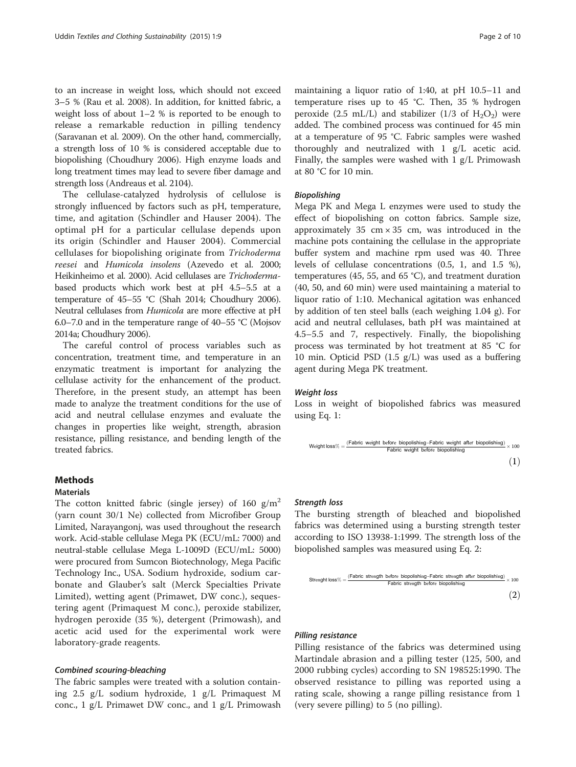to an increase in weight loss, which should not exceed 3–5 % (Rau et al. 2008). In addition, for knitted fabric, a weight loss of about 1–2 % is reported to be enough to release a remarkable reduction in pilling tendency (Saravanan et al. 2009). On the other hand, commercially, a strength loss of 10 % is considered acceptable due to biopolishing (Choudhury 2006). High enzyme loads and long treatment times may lead to severe fiber damage and strength loss (Andreaus et al. 2104).

The cellulase-catalyzed hydrolysis of cellulose is strongly influenced by factors such as pH, temperature, time, and agitation (Schindler and Hauser 2004). The optimal pH for a particular cellulase depends upon its origin (Schindler and Hauser 2004). Commercial cellulases for biopolishing originate from *Trichoderma reesei* and *Humicola insolens* (Azevedo et al. 2000; Heikinheimo et al. 2000). Acid cellulases are *Trichoderma*-based products which work best at pH 4.5–5.5 at a temperature of 45–55 °C (Shah 2014; Choudhury 2006). Neutral cellulases from *Humicola* are more effective at pH 6.0–7.0 and in the temperature range of 40–55 °C (Mojsov 2014a; Choudhury 2006).

The careful control of process variables such as concentration, treatment time, and temperature in an enzymatic treatment is important for analyzing the cellulase activity for the enhancement of the product. Therefore, in the present study, an attempt has been made to analyze the treatment conditions for the use of acid and neutral cellulase enzymes and evaluate the changes in properties like weight, strength, abrasion resistance, pilling resistance, and bending length of the treated fabrics.

## Methods

### Materials

The cotton knitted fabric (single jersey) of 160 $g/m^2$ (yarn count 30/1 Ne) collected from Microfiber Group Limited, Narayangonj, was used throughout the research work. Acid-stable cellulase Mega PK (ECU/mL: 7000) and neutral-stable cellulase Mega L-1009D (ECU/mL: 5000) were procured from Sumcon Biotechnology, Mega Pacific Technology Inc., USA. Sodium hydroxide, sodium carbonate and Glauber's salt (Merck Specialties Private Limited), wetting agent (Primawet, DW conc.), sequestering agent (Primaquest M conc.), peroxide stabilizer, hydrogen peroxide (35 %), detergent (Primowash), and acetic acid used for the experimental work were laboratory-grade reagents.

#### *Combined scouring-bleaching*

The fabric samples were treated with a solution containing 2.5 g/L sodium hydroxide, 1 g/L Primaquest M conc., 1 g/L Primawet DW conc., and 1 g/L Primowash maintaining a liquor ratio of 1:40, at pH 10.5–11 and temperature rises up to 45 °C. Then, 35 % hydrogen peroxide (2.5 mL/L) and stabilizer (1/3 of $H_2O_2$) were added. The combined process was continued for 45 min at a temperature of 95 °C. Fabric samples were washed thoroughly and neutralized with 1 g/L acetic acid. Finally, the samples were washed with 1 g/L Primowash at 80 °C for 10 min.

#### *Biopolishing*

Mega PK and Mega L enzymes were used to study the effect of biopolishing on cotton fabrics. Sample size, approximately 35 cm × 35 cm, was introduced in the machine pots containing the cellulase in the appropriate buffer system and machine rpm used was 40. Three levels of cellulase concentrations (0.5, 1, and 1.5 %), temperatures (45, 55, and 65 °C), and treatment duration (40, 50, and 60 min) were used maintaining a material to liquor ratio of 1:10. Mechanical agitation was enhanced by addition of ten steel balls (each weighing 1.04 g). For acid and neutral cellulases, bath pH was maintained at 4.5–5.5 and 7, respectively. Finally, the biopolishing process was terminated by hot treatment at 85 °C for 10 min. Opticid PSD (1.5 g/L) was used as a buffering agent during Mega PK treatment.

#### *Weight loss*

Loss in weight of biopolished fabrics was measured using Eq. 1:

$$\text{Weight loss\%} = \frac{(\text{Fabric weight before biopolishing} - \text{Fabric weight after biopolishing})}{\text{Fabric weight before biopolishing}} \times 100 \quad (1)$$

#### *Strength loss*

The bursting strength of bleached and biopolished fabrics was determined using a bursting strength tester according to ISO 13938-1:1999. The strength loss of the biopolished samples was measured using Eq. 2:

$$\text{Strenght loss\%} = \frac{(\text{Fabric strength before biopolishing} - \text{Fabric strength after biopolishing})}{\text{Fabric strength before biopolishing}} \times 100 \quad (2)$$

#### *Pilling resistance*

Pilling resistance of the fabrics was determined using Martindale abrasion and a pilling tester (125, 500, and 2000 rubbing cycles) according to SN 198525:1990. The observed resistance to pilling was reported using a rating scale, showing a range pilling resistance from 1 (very severe pilling) to 5 (no pilling).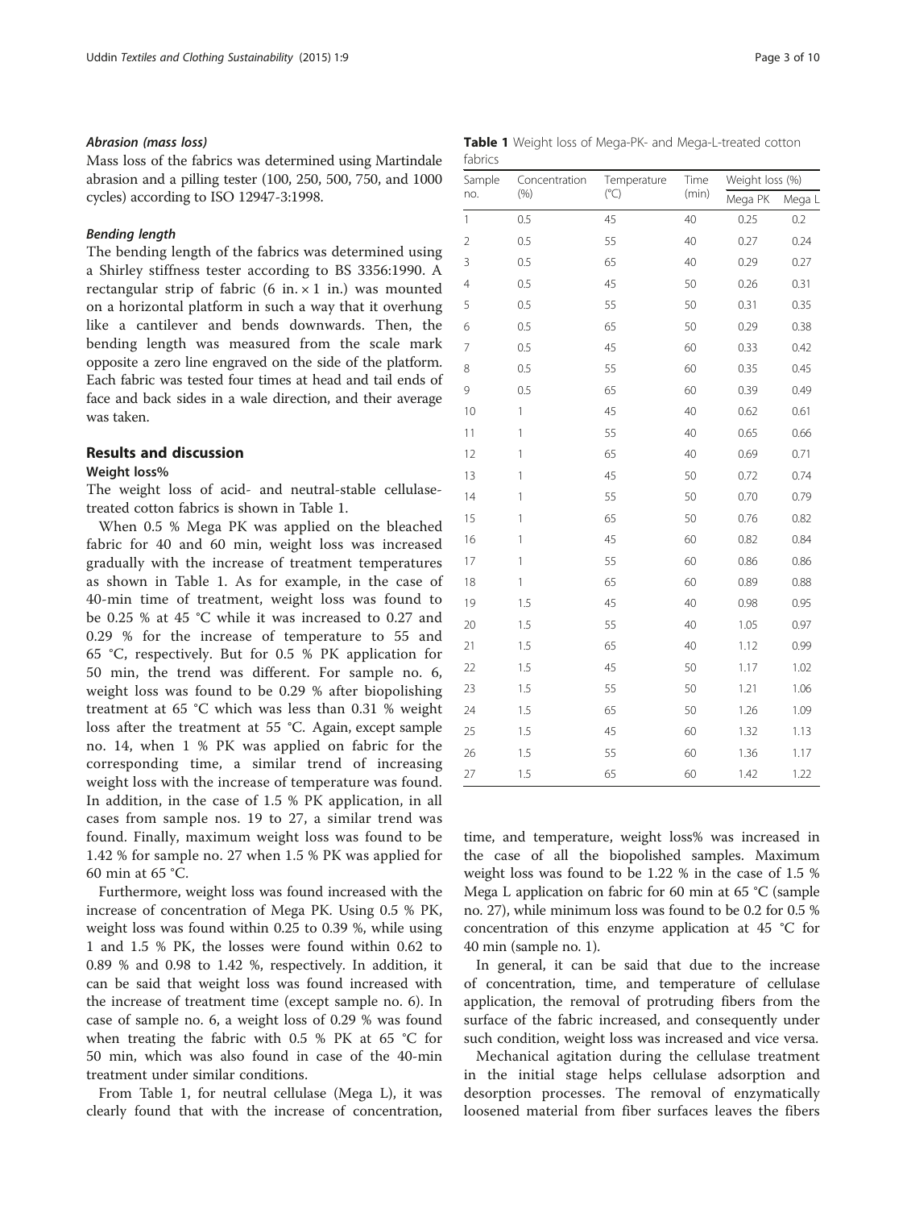#### *Abrasion (mass loss)*

Mass loss of the fabrics was determined using Martindale abrasion and a pilling tester (100, 250, 500, 750, and 1000 cycles) according to ISO 12947-3:1998.

#### *Bending length*

The bending length of the fabrics was determined using a Shirley stiffness tester according to BS 3356:1990. A rectangular strip of fabric (6 in. × 1 in.) was mounted on a horizontal platform in such a way that it overhung like a cantilever and bends downwards. Then, the bending length was measured from the scale mark opposite a zero line engraved on the side of the platform. Each fabric was tested four times at head and tail ends of face and back sides in a wale direction, and their average was taken.

## Results and discussion

### Weight loss%

The weight loss of acid- and neutral-stable cellulase-treated cotton fabrics is shown in Table 1.

When 0.5 % Mega PK was applied on the bleached fabric for 40 and 60 min, weight loss was increased gradually with the increase of treatment temperatures as shown in Table 1. As for example, in the case of 40-min time of treatment, weight loss was found to be 0.25 % at 45 °C while it was increased to 0.27 and 0.29 % for the increase of temperature to 55 and 65 °C, respectively. But for 0.5 % PK application for 50 min, the trend was different. For sample no. 6, weight loss was found to be 0.29 % after biopolishing treatment at 65 °C which was less than 0.31 % weight loss after the treatment at 55 °C. Again, except sample no. 14, when 1 % PK was applied on fabric for the corresponding time, a similar trend of increasing weight loss with the increase of temperature was found. In addition, in the case of 1.5 % PK application, in all cases from sample nos. 19 to 27, a similar trend was found. Finally, maximum weight loss was found to be 1.42 % for sample no. 27 when 1.5 % PK was applied for 60 min at 65 °C.

Furthermore, weight loss was found increased with the increase of concentration of Mega PK. Using 0.5 % PK, weight loss was found within 0.25 to 0.39 %, while using 1 and 1.5 % PK, the losses were found within 0.62 to 0.89 % and 0.98 to 1.42 %, respectively. In addition, it can be said that weight loss was found increased with the increase of treatment time (except sample no. 6). In case of sample no. 6, a weight loss of 0.29 % was found when treating the fabric with 0.5 % PK at 65 °C for 50 min, which was also found in case of the 40-min treatment under similar conditions.

From Table 1, for neutral cellulase (Mega L), it was clearly found that with the increase of concentration, time, and temperature, weight loss% was increased in the case of all the biopolished samples. Maximum weight loss was found to be 1.22 % in the case of 1.5 % Mega L application on fabric for 60 min at 65 °C (sample no. 27), while minimum loss was found to be 0.2 for 0.5 % concentration of this enzyme application at 45 °C for 40 min (sample no. 1).

In general, it can be said that due to the increase of concentration, time, and temperature of cellulase application, the removal of protruding fibers from the surface of the fabric increased, and consequently under such condition, weight loss was increased and vice versa.

Mechanical agitation during the cellulase treatment in the initial stage helps cellulase adsorption and desorption processes. The removal of enzymatically loosened material from fiber surfaces leaves the fibers

**Table 1** Weight loss of Mega-PK- and Mega-L-treated cotton fabrics

| Sample no. | Concentration (%) | Temperature (°C) | Time (min) | Weight loss (%) | |
|---|---|---|---|---|---|
| | | | | Mega PK | Mega L |
| 1 | 0.5 | 45 | 40 | 0.25 | 0.2 |
| 2 | 0.5 | 55 | 40 | 0.27 | 0.24 |
| 3 | 0.5 | 65 | 40 | 0.29 | 0.27 |
| 4 | 0.5 | 45 | 50 | 0.26 | 0.31 |
| 5 | 0.5 | 55 | 50 | 0.31 | 0.35 |
| 6 | 0.5 | 65 | 50 | 0.29 | 0.38 |
| 7 | 0.5 | 45 | 60 | 0.33 | 0.42 |
| 8 | 0.5 | 55 | 60 | 0.35 | 0.45 |
| 9 | 0.5 | 65 | 60 | 0.39 | 0.49 |
| 10 | 1 | 45 | 40 | 0.62 | 0.61 |
| 11 | 1 | 55 | 40 | 0.65 | 0.66 |
| 12 | 1 | 65 | 40 | 0.69 | 0.71 |
| 13 | 1 | 45 | 50 | 0.72 | 0.74 |
| 14 | 1 | 55 | 50 | 0.70 | 0.79 |
| 15 | 1 | 65 | 50 | 0.76 | 0.82 |
| 16 | 1 | 45 | 60 | 0.82 | 0.84 |
| 17 | 1 | 55 | 60 | 0.86 | 0.86 |
| 18 | 1 | 65 | 60 | 0.89 | 0.88 |
| 19 | 1.5 | 45 | 40 | 0.98 | 0.95 |
| 20 | 1.5 | 55 | 40 | 1.05 | 0.97 |
| 21 | 1.5 | 65 | 40 | 1.12 | 0.99 |
| 22 | 1.5 | 45 | 50 | 1.17 | 1.02 |
| 23 | 1.5 | 55 | 50 | 1.21 | 1.06 |
| 24 | 1.5 | 65 | 50 | 1.26 | 1.09 |
| 25 | 1.5 | 45 | 60 | 1.32 | 1.13 |
| 26 | 1.5 | 55 | 60 | 1.36 | 1.17 |
| 27 | 1.5 | 65 | 60 | 1.42 | 1.22 |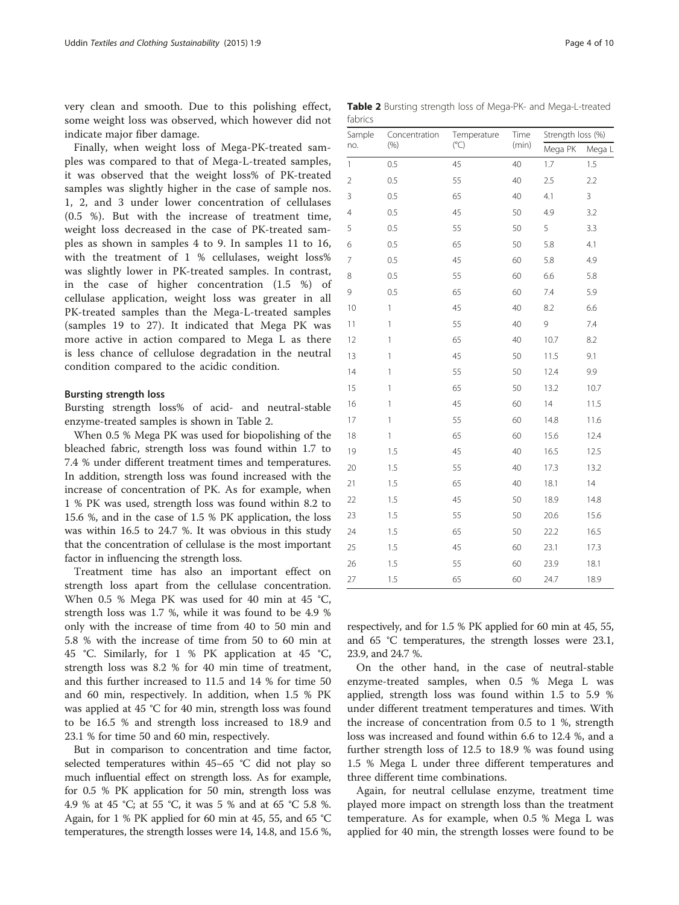very clean and smooth. Due to this polishing effect, some weight loss was observed, which however did not indicate major fiber damage.

Finally, when weight loss of Mega-PK-treated samples was compared to that of Mega-L-treated samples, it was observed that the weight loss% of PK-treated samples was slightly higher in the case of sample nos. 1, 2, and 3 under lower concentration of cellulases (0.5 %). But with the increase of treatment time, weight loss decreased in the case of PK-treated samples as shown in samples 4 to 9. In samples 11 to 16, with the treatment of 1 % cellulases, weight loss% was slightly lower in PK-treated samples. In contrast, in the case of higher concentration (1.5 %) of cellulase application, weight loss was greater in all PK-treated samples than the Mega-L-treated samples (samples 19 to 27). It indicated that Mega PK was more active in action compared to Mega L as there is less chance of cellulose degradation in the neutral condition compared to the acidic condition.

### Bursting strength loss

Bursting strength loss% of acid- and neutral-stable enzyme-treated samples is shown in Table 2.

When 0.5 % Mega PK was used for biopolishing of the bleached fabric, strength loss was found within 1.7 to 7.4 % under different treatment times and temperatures. In addition, strength loss was found increased with the increase of concentration of PK. As for example, when 1 % PK was used, strength loss was found within 8.2 to 15.6 %, and in the case of 1.5 % PK application, the loss was within 16.5 to 24.7 %. It was obvious in this study that the concentration of cellulase is the most important factor in influencing the strength loss.

Treatment time has also an important effect on strength loss apart from the cellulase concentration. When 0.5 % Mega PK was used for 40 min at 45 °C, strength loss was 1.7 %, while it was found to be 4.9 % only with the increase of time from 40 to 50 min and 5.8 % with the increase of time from 50 to 60 min at 45 °C. Similarly, for 1 % PK application at 45 °C, strength loss was 8.2 % for 40 min time of treatment, and this further increased to 11.5 and 14 % for time 50 and 60 min, respectively. In addition, when 1.5 % PK was applied at 45 °C for 40 min, strength loss was found to be 16.5 % and strength loss increased to 18.9 and 23.1 % for time 50 and 60 min, respectively.

But in comparison to concentration and time factor, selected temperatures within 45–65 °C did not play so much influential effect on strength loss. As for example, for 0.5 % PK application for 50 min, strength loss was 4.9 % at 45 °C; at 55 °C, it was 5 % and at 65 °C 5.8 %. Again, for 1 % PK applied for 60 min at 45, 55, and 65 °C temperatures, the strength losses were 14, 14.8, and 15.6 %, respectively, and for 1.5 % PK applied for 60 min at 45, 55, and 65 °C temperatures, the strength losses were 23.1, 23.9, and 24.7 %.

**Table 2** Bursting strength loss of Mega-PK- and Mega-L-treated fabrics

| Sample no. | Concentration (%) | Temperature (°C) | Time (min) | Strength loss (%) | |
|---|---|---|---|---|---|
| | | | | Mega PK | Mega L |
| 1 | 0.5 | 45 | 40 | 1.7 | 1.5 |
| 2 | 0.5 | 55 | 40 | 2.5 | 2.2 |
| 3 | 0.5 | 65 | 40 | 4.1 | 3 |
| 4 | 0.5 | 45 | 50 | 4.9 | 3.2 |
| 5 | 0.5 | 55 | 50 | 5 | 3.3 |
| 6 | 0.5 | 65 | 50 | 5.8 | 4.1 |
| 7 | 0.5 | 45 | 60 | 5.8 | 4.9 |
| 8 | 0.5 | 55 | 60 | 6.6 | 5.8 |
| 9 | 0.5 | 65 | 60 | 7.4 | 5.9 |
| 10 | 1 | 45 | 40 | 8.2 | 6.6 |
| 11 | 1 | 55 | 40 | 9 | 7.4 |
| 12 | 1 | 65 | 40 | 10.7 | 8.2 |
| 13 | 1 | 45 | 50 | 11.5 | 9.1 |
| 14 | 1 | 55 | 50 | 12.4 | 9.9 |
| 15 | 1 | 65 | 50 | 13.2 | 10.7 |
| 16 | 1 | 45 | 60 | 14 | 11.5 |
| 17 | 1 | 55 | 60 | 14.8 | 11.6 |
| 18 | 1 | 65 | 60 | 15.6 | 12.4 |
| 19 | 1.5 | 45 | 40 | 16.5 | 12.5 |
| 20 | 1.5 | 55 | 40 | 17.3 | 13.2 |
| 21 | 1.5 | 65 | 40 | 18.1 | 14 |
| 22 | 1.5 | 45 | 50 | 18.9 | 14.8 |
| 23 | 1.5 | 55 | 50 | 20.6 | 15.6 |
| 24 | 1.5 | 65 | 50 | 22.2 | 16.5 |
| 25 | 1.5 | 45 | 60 | 23.1 | 17.3 |
| 26 | 1.5 | 55 | 60 | 23.9 | 18.1 |
| 27 | 1.5 | 65 | 60 | 24.7 | 18.9 |

On the other hand, in the case of neutral-stable enzyme-treated samples, when 0.5 % Mega L was applied, strength loss was found within 1.5 to 5.9 % under different treatment temperatures and times. With the increase of concentration from 0.5 to 1 %, strength loss was increased and found within 6.6 to 12.4 %, and a further strength loss of 12.5 to 18.9 % was found using 1.5 % Mega L under three different temperatures and three different time combinations.

Again, for neutral cellulase enzyme, treatment time played more impact on strength loss than the treatment temperature. As for example, when 0.5 % Mega L was applied for 40 min, the strength losses were found to be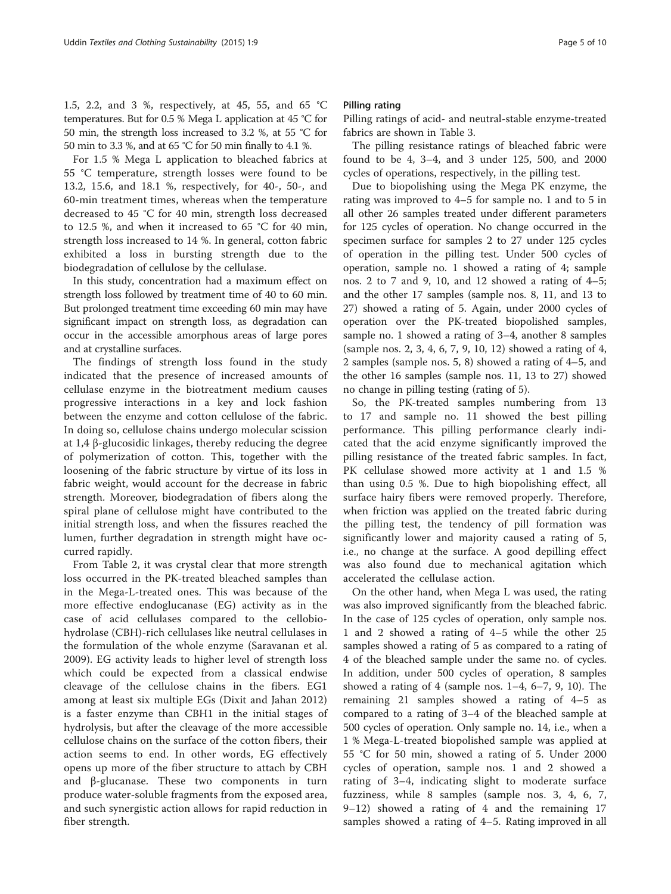1.5, 2.2, and 3 %, respectively, at 45, 55, and 65 °C temperatures. But for 0.5 % Mega L application at 45 °C for 50 min, the strength loss increased to 3.2 %, at 55 °C for 50 min to 3.3 %, and at 65 °C for 50 min finally to 4.1 %.

For 1.5 % Mega L application to bleached fabrics at 55 °C temperature, strength losses were found to be 13.2, 15.6, and 18.1 %, respectively, for 40-, 50-, and 60-min treatment times, whereas when the temperature decreased to 45 °C for 40 min, strength loss decreased to 12.5 %, and when it increased to 65 °C for 40 min, strength loss increased to 14 %. In general, cotton fabric exhibited a loss in bursting strength due to the biodegradation of cellulose by the cellulase.

In this study, concentration had a maximum effect on strength loss followed by treatment time of 40 to 60 min. But prolonged treatment time exceeding 60 min may have significant impact on strength loss, as degradation can occur in the accessible amorphous areas of large pores and at crystalline surfaces.

The findings of strength loss found in the study indicated that the presence of increased amounts of cellulase enzyme in the biotreatment medium causes progressive interactions in a key and lock fashion between the enzyme and cotton cellulose of the fabric. In doing so, cellulose chains undergo molecular scission at 1,4 β-glucosidic linkages, thereby reducing the degree of polymerization of cotton. This, together with the loosening of the fabric structure by virtue of its loss in fabric weight, would account for the decrease in fabric strength. Moreover, biodegradation of fibers along the spiral plane of cellulose might have contributed to the initial strength loss, and when the fissures reached the lumen, further degradation in strength might have occurred rapidly.

From Table 2, it was crystal clear that more strength loss occurred in the PK-treated bleached samples than in the Mega-L-treated ones. This was because of the more effective endoglucanase (EG) activity as in the case of acid cellulases compared to the cellobiohydrolase (CBH)-rich cellulases like neutral cellulases in the formulation of the whole enzyme (Saravanan et al. 2009). EG activity leads to higher level of strength loss which could be expected from a classical endwise cleavage of the cellulose chains in the fibers. EG1 among at least six multiple EGs (Dixit and Jahan 2012) is a faster enzyme than CBH1 in the initial stages of hydrolysis, but after the cleavage of the more accessible cellulose chains on the surface of the cotton fibers, their action seems to end. In other words, EG effectively opens up more of the fiber structure to attach by CBH and β-glucanase. These two components in turn produce water-soluble fragments from the exposed area, and such synergistic action allows for rapid reduction in fiber strength.

#### Pilling rating

Pilling ratings of acid- and neutral-stable enzyme-treated fabrics are shown in Table 3.

The pilling resistance ratings of bleached fabric were found to be 4, 3–4, and 3 under 125, 500, and 2000 cycles of operations, respectively, in the pilling test.

Due to biopolishing using the Mega PK enzyme, the rating was improved to 4–5 for sample no. 1 and to 5 in all other 26 samples treated under different parameters for 125 cycles of operation. No change occurred in the specimen surface for samples 2 to 27 under 125 cycles of operation in the pilling test. Under 500 cycles of operation, sample no. 1 showed a rating of 4; sample nos. 2 to 7 and 9, 10, and 12 showed a rating of 4–5; and the other 17 samples (sample nos. 8, 11, and 13 to 27) showed a rating of 5. Again, under 2000 cycles of operation over the PK-treated biopolished samples, sample no. 1 showed a rating of 3–4, another 8 samples (sample nos. 2, 3, 4, 6, 7, 9, 10, 12) showed a rating of 4, 2 samples (sample nos. 5, 8) showed a rating of 4–5, and the other 16 samples (sample nos. 11, 13 to 27) showed no change in pilling testing (rating of 5).

So, the PK-treated samples numbering from 13 to 17 and sample no. 11 showed the best pilling performance. This pilling performance clearly indicated that the acid enzyme significantly improved the pilling resistance of the treated fabric samples. In fact, PK cellulase showed more activity at 1 and 1.5 % than using 0.5 %. Due to high biopolishing effect, all surface hairy fibers were removed properly. Therefore, when friction was applied on the treated fabric during the pilling test, the tendency of pill formation was significantly lower and majority caused a rating of 5, i.e., no change at the surface. A good depilling effect was also found due to mechanical agitation which accelerated the cellulase action.

On the other hand, when Mega L was used, the rating was also improved significantly from the bleached fabric. In the case of 125 cycles of operation, only sample nos. 1 and 2 showed a rating of 4–5 while the other 25 samples showed a rating of 5 as compared to a rating of 4 of the bleached sample under the same no. of cycles. In addition, under 500 cycles of operation, 8 samples showed a rating of 4 (sample nos. 1–4, 6–7, 9, 10). The remaining 21 samples showed a rating of 4–5 as compared to a rating of 3–4 of the bleached sample at 500 cycles of operation. Only sample no. 14, i.e., when a 1 % Mega-L-treated biopolished sample was applied at 55 °C for 50 min, showed a rating of 5. Under 2000 cycles of operation, sample nos. 1 and 2 showed a rating of 3–4, indicating slight to moderate surface fuzziness, while 8 samples (sample nos. 3, 4, 6, 7, 9–12) showed a rating of 4 and the remaining 17 samples showed a rating of 4–5. Rating improved in all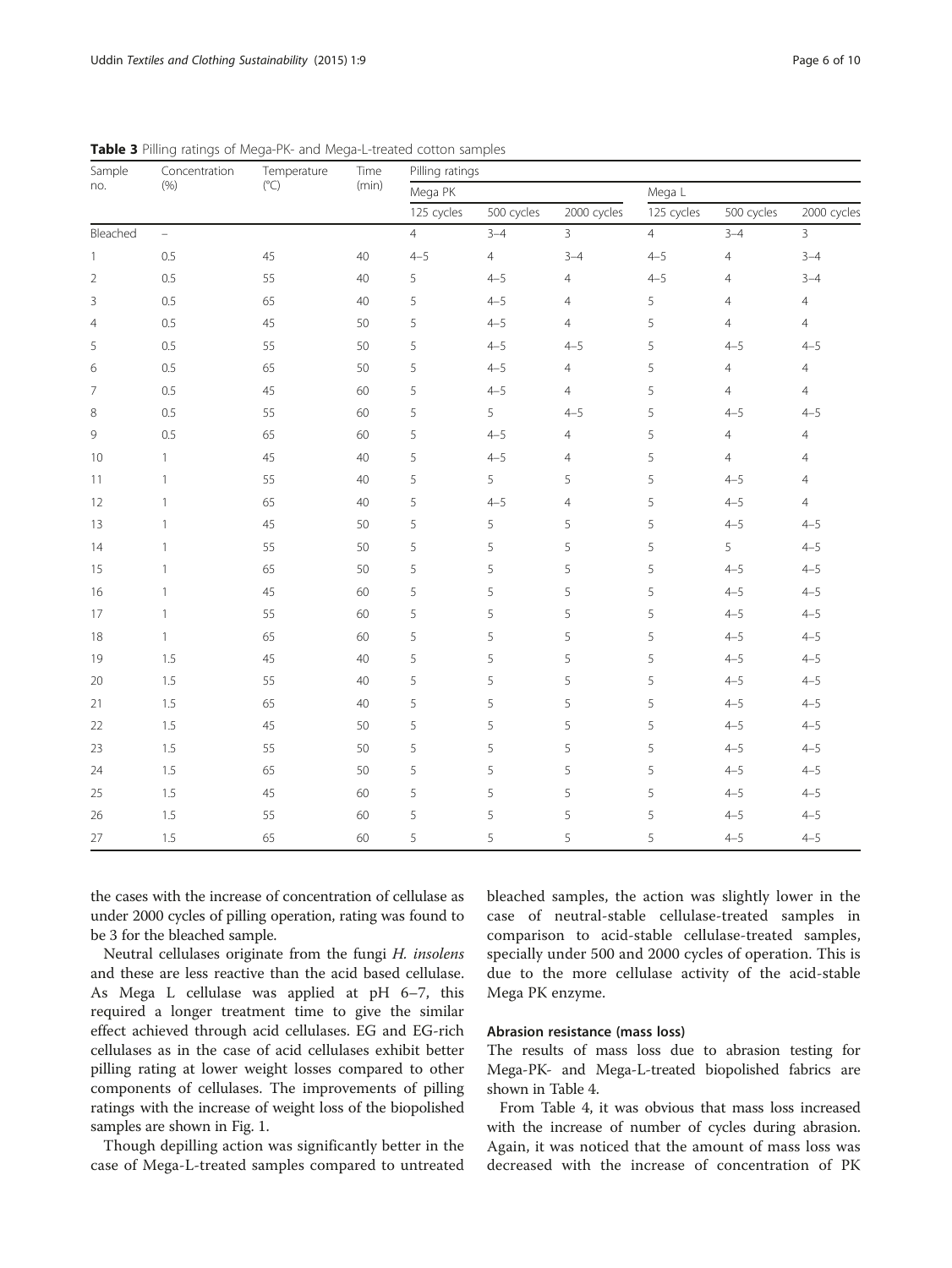**Table 3** Pilling ratings of Mega-PK- and Mega-L-treated cotton samples

| Sample no. | Concentration (%) | Temperature (°C) | Time (min) | Pilling ratings | | | | | |
|---|---|---|---|---|---|---|---|---|---|
| | | | | Mega PK | | | Mega L | | |
| | | | | 125 cycles | 500 cycles | 2000 cycles | 125 cycles | 500 cycles | 2000 cycles |
| Bleached | – | | | 4 | 3–4 | 3 | 4 | 3–4 | 3 |
| 1 | 0.5 | 45 | 40 | 4–5 | 4 | 3–4 | 4–5 | 4 | 3–4 |
| 2 | 0.5 | 55 | 40 | 5 | 4–5 | 4 | 4–5 | 4 | 3–4 |
| 3 | 0.5 | 65 | 40 | 5 | 4–5 | 4 | 5 | 4 | 4 |
| 4 | 0.5 | 45 | 50 | 5 | 4–5 | 4 | 5 | 4 | 4 |
| 5 | 0.5 | 55 | 50 | 5 | 4–5 | 4–5 | 5 | 4–5 | 4–5 |
| 6 | 0.5 | 65 | 50 | 5 | 4–5 | 4 | 5 | 4 | 4 |
| 7 | 0.5 | 45 | 60 | 5 | 4–5 | 4 | 5 | 4 | 4 |
| 8 | 0.5 | 55 | 60 | 5 | 5 | 4–5 | 5 | 4–5 | 4–5 |
| 9 | 0.5 | 65 | 60 | 5 | 4–5 | 4 | 5 | 4 | 4 |
| 10 | 1 | 45 | 40 | 5 | 4–5 | 4 | 5 | 4 | 4 |
| 11 | 1 | 55 | 40 | 5 | 5 | 5 | 5 | 4–5 | 4 |
| 12 | 1 | 65 | 40 | 5 | 4–5 | 4 | 5 | 4–5 | 4 |
| 13 | 1 | 45 | 50 | 5 | 5 | 5 | 5 | 4–5 | 4–5 |
| 14 | 1 | 55 | 50 | 5 | 5 | 5 | 5 | 5 | 4–5 |
| 15 | 1 | 65 | 50 | 5 | 5 | 5 | 5 | 4–5 | 4–5 |
| 16 | 1 | 45 | 60 | 5 | 5 | 5 | 5 | 4–5 | 4–5 |
| 17 | 1 | 55 | 60 | 5 | 5 | 5 | 5 | 4–5 | 4–5 |
| 18 | 1 | 65 | 60 | 5 | 5 | 5 | 5 | 4–5 | 4–5 |
| 19 | 1.5 | 45 | 40 | 5 | 5 | 5 | 5 | 4–5 | 4–5 |
| 20 | 1.5 | 55 | 40 | 5 | 5 | 5 | 5 | 4–5 | 4–5 |
| 21 | 1.5 | 65 | 40 | 5 | 5 | 5 | 5 | 4–5 | 4–5 |
| 22 | 1.5 | 45 | 50 | 5 | 5 | 5 | 5 | 4–5 | 4–5 |
| 23 | 1.5 | 55 | 50 | 5 | 5 | 5 | 5 | 4–5 | 4–5 |
| 24 | 1.5 | 65 | 50 | 5 | 5 | 5 | 5 | 4–5 | 4–5 |
| 25 | 1.5 | 45 | 60 | 5 | 5 | 5 | 5 | 4–5 | 4–5 |
| 26 | 1.5 | 55 | 60 | 5 | 5 | 5 | 5 | 4–5 | 4–5 |
| 27 | 1.5 | 65 | 60 | 5 | 5 | 5 | 5 | 4–5 | 4–5 |

the cases with the increase of concentration of cellulase as under 2000 cycles of pilling operation, rating was found to be 3 for the bleached sample.

Neutral cellulases originate from the fungi *H. insolens* and these are less reactive than the acid based cellulase. As Mega L cellulase was applied at pH 6–7, this required a longer treatment time to give the similar effect achieved through acid cellulases. EG and EG-rich cellulases as in the case of acid cellulases exhibit better pilling rating at lower weight losses compared to other components of cellulases. The improvements of pilling ratings with the increase of weight loss of the biopolished samples are shown in Fig. 1.

Though depilling action was significantly better in the case of Mega-L-treated samples compared to untreated bleached samples, the action was slightly lower in the case of neutral-stable cellulase-treated samples in comparison to acid-stable cellulase-treated samples, specially under 500 and 2000 cycles of operation. This is due to the more cellulase activity of the acid-stable Mega PK enzyme.

#### Abrasion resistance (mass loss)

The results of mass loss due to abrasion testing for Mega-PK- and Mega-L-treated biopolished fabrics are shown in Table 4.

From Table 4, it was obvious that mass loss increased with the increase of number of cycles during abrasion. Again, it was noticed that the amount of mass loss was decreased with the increase of concentration of PK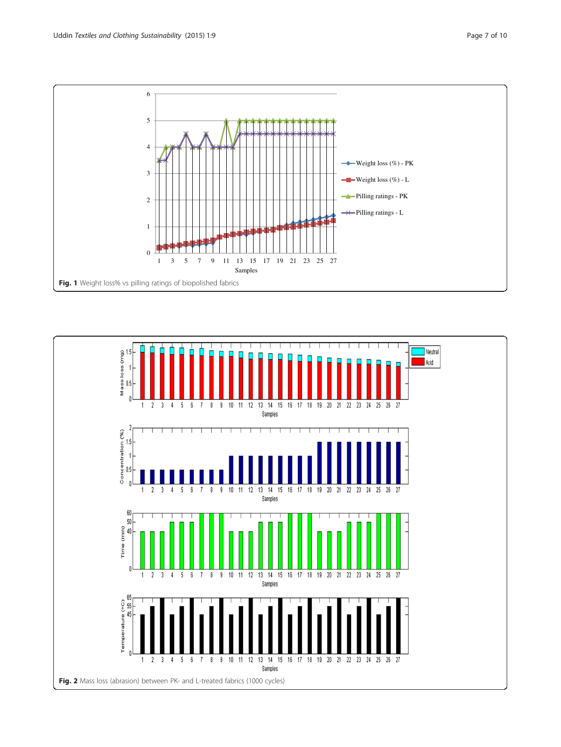**Fig. 1** Weight loss% vs pilling ratings of biopolished fabrics

**Fig. 2** Mass loss (abrasion) between PK- and L-treated fabrics (1000 cycles)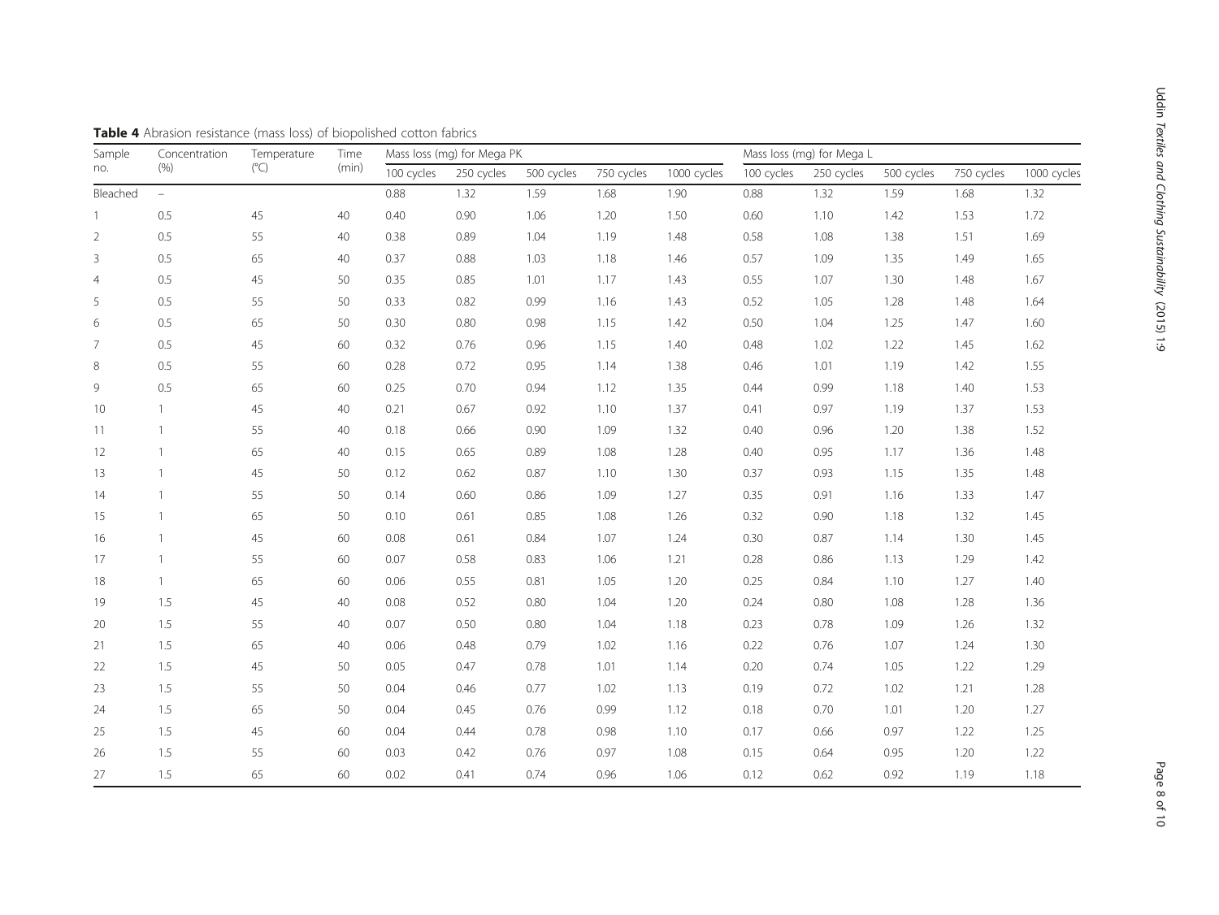**Table 4** Abrasion resistance (mass loss) of biopolished cotton fabrics

| Sample no. | Concentration (%) | Temperature (°C) | Time (min) | Mass loss (mg) for Mega PK | | | | | Mass loss (mg) for Mega L | | | | |
|---|---|---|---|---|---|---|---|---|---|---|---|---|---|
| | | | | 100 cycles | 250 cycles | 500 cycles | 750 cycles | 1000 cycles | 100 cycles | 250 cycles | 500 cycles | 750 cycles | 1000 cycles |
| Bleached | – | | | 0.88 | 1.32 | 1.59 | 1.68 | 1.90 | 0.88 | 1.32 | 1.59 | 1.68 | 1.32 |
| 1 | 0.5 | 45 | 40 | 0.40 | 0.90 | 1.06 | 1.20 | 1.50 | 0.60 | 1.10 | 1.42 | 1.53 | 1.72 |
| 2 | 0.5 | 55 | 40 | 0.38 | 0.89 | 1.04 | 1.19 | 1.48 | 0.58 | 1.08 | 1.38 | 1.51 | 1.69 |
| 3 | 0.5 | 65 | 40 | 0.37 | 0.88 | 1.03 | 1.18 | 1.46 | 0.57 | 1.09 | 1.35 | 1.49 | 1.65 |
| 4 | 0.5 | 45 | 50 | 0.35 | 0.85 | 1.01 | 1.17 | 1.43 | 0.55 | 1.07 | 1.30 | 1.48 | 1.67 |
| 5 | 0.5 | 55 | 50 | 0.33 | 0.82 | 0.99 | 1.16 | 1.43 | 0.52 | 1.05 | 1.28 | 1.48 | 1.64 |
| 6 | 0.5 | 65 | 50 | 0.30 | 0.80 | 0.98 | 1.15 | 1.42 | 0.50 | 1.04 | 1.25 | 1.47 | 1.60 |
| 7 | 0.5 | 45 | 60 | 0.32 | 0.76 | 0.96 | 1.15 | 1.40 | 0.48 | 1.02 | 1.22 | 1.45 | 1.62 |
| 8 | 0.5 | 55 | 60 | 0.28 | 0.72 | 0.95 | 1.14 | 1.38 | 0.46 | 1.01 | 1.19 | 1.42 | 1.55 |
| 9 | 0.5 | 65 | 60 | 0.25 | 0.70 | 0.94 | 1.12 | 1.35 | 0.44 | 0.99 | 1.18 | 1.40 | 1.53 |
| 10 | 1 | 45 | 40 | 0.21 | 0.67 | 0.92 | 1.10 | 1.37 | 0.41 | 0.97 | 1.19 | 1.37 | 1.53 |
| 11 | 1 | 55 | 40 | 0.18 | 0.66 | 0.90 | 1.09 | 1.32 | 0.40 | 0.96 | 1.20 | 1.38 | 1.52 |
| 12 | 1 | 65 | 40 | 0.15 | 0.65 | 0.89 | 1.08 | 1.28 | 0.40 | 0.95 | 1.17 | 1.36 | 1.48 |
| 13 | 1 | 45 | 50 | 0.12 | 0.62 | 0.87 | 1.10 | 1.30 | 0.37 | 0.93 | 1.15 | 1.35 | 1.48 |
| 14 | 1 | 55 | 50 | 0.14 | 0.60 | 0.86 | 1.09 | 1.27 | 0.35 | 0.91 | 1.16 | 1.33 | 1.47 |
| 15 | 1 | 65 | 50 | 0.10 | 0.61 | 0.85 | 1.08 | 1.26 | 0.32 | 0.90 | 1.18 | 1.32 | 1.45 |
| 16 | 1 | 45 | 60 | 0.08 | 0.61 | 0.84 | 1.07 | 1.24 | 0.30 | 0.87 | 1.14 | 1.30 | 1.45 |
| 17 | 1 | 55 | 60 | 0.07 | 0.58 | 0.83 | 1.06 | 1.21 | 0.28 | 0.86 | 1.13 | 1.29 | 1.42 |
| 18 | 1 | 65 | 60 | 0.06 | 0.55 | 0.81 | 1.05 | 1.20 | 0.25 | 0.84 | 1.10 | 1.27 | 1.40 |
| 19 | 1.5 | 45 | 40 | 0.08 | 0.52 | 0.80 | 1.04 | 1.20 | 0.24 | 0.80 | 1.08 | 1.28 | 1.36 |
| 20 | 1.5 | 55 | 40 | 0.07 | 0.50 | 0.80 | 1.04 | 1.18 | 0.23 | 0.78 | 1.09 | 1.26 | 1.32 |
| 21 | 1.5 | 65 | 40 | 0.06 | 0.48 | 0.79 | 1.02 | 1.16 | 0.22 | 0.76 | 1.07 | 1.24 | 1.30 |
| 22 | 1.5 | 45 | 50 | 0.05 | 0.47 | 0.78 | 1.01 | 1.14 | 0.20 | 0.74 | 1.05 | 1.22 | 1.29 |
| 23 | 1.5 | 55 | 50 | 0.04 | 0.46 | 0.77 | 1.02 | 1.13 | 0.19 | 0.72 | 1.02 | 1.21 | 1.28 |
| 24 | 1.5 | 65 | 50 | 0.04 | 0.45 | 0.76 | 0.99 | 1.12 | 0.18 | 0.70 | 1.01 | 1.20 | 1.27 |
| 25 | 1.5 | 45 | 60 | 0.04 | 0.44 | 0.78 | 0.98 | 1.10 | 0.17 | 0.66 | 0.97 | 1.22 | 1.25 |
| 26 | 1.5 | 55 | 60 | 0.03 | 0.42 | 0.76 | 0.97 | 1.08 | 0.15 | 0.64 | 0.95 | 1.20 | 1.22 |
| 27 | 1.5 | 65 | 60 | 0.02 | 0.41 | 0.74 | 0.96 | 1.06 | 0.12 | 0.62 | 0.92 | 1.19 | 1.18 |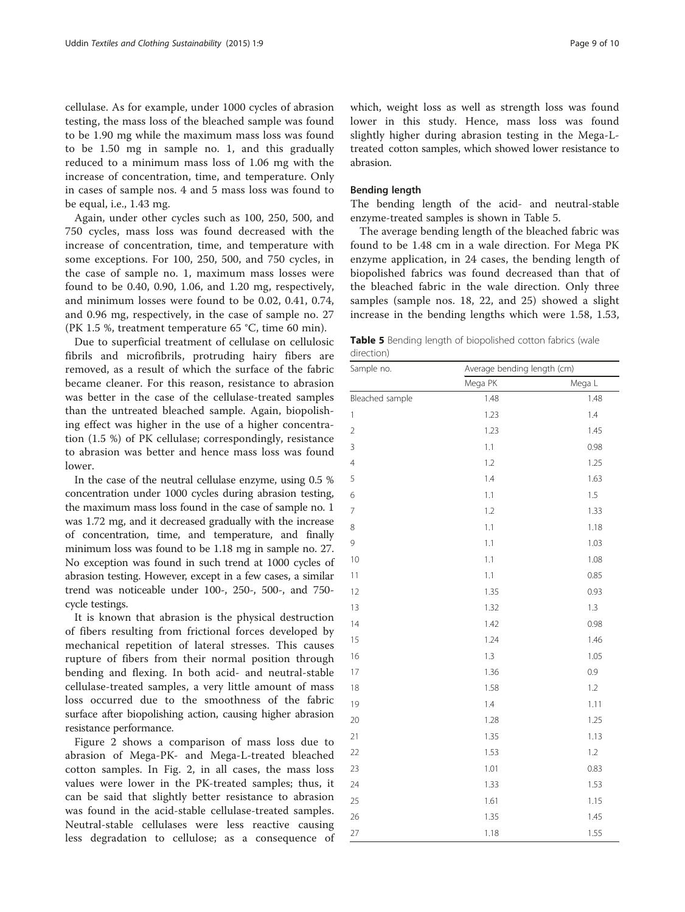cellulase. As for example, under 1000 cycles of abrasion testing, the mass loss of the bleached sample was found to be 1.90 mg while the maximum mass loss was found to be 1.50 mg in sample no. 1, and this gradually reduced to a minimum mass loss of 1.06 mg with the increase of concentration, time, and temperature. Only in cases of sample nos. 4 and 5 mass loss was found to be equal, i.e., 1.43 mg.

Again, under other cycles such as 100, 250, 500, and 750 cycles, mass loss was found decreased with the increase of concentration, time, and temperature with some exceptions. For 100, 250, 500, and 750 cycles, in the case of sample no. 1, maximum mass losses were found to be 0.40, 0.90, 1.06, and 1.20 mg, respectively, and minimum losses were found to be 0.02, 0.41, 0.74, and 0.96 mg, respectively, in the case of sample no. 27 (PK 1.5 %, treatment temperature 65 °C, time 60 min).

Due to superficial treatment of cellulase on cellulosic fibrils and microfibrils, protruding hairy fibers are removed, as a result of which the surface of the fabric became cleaner. For this reason, resistance to abrasion was better in the case of the cellulase-treated samples than the untreated bleached sample. Again, biopolishing effect was higher in the use of a higher concentration (1.5 %) of PK cellulase; correspondingly, resistance to abrasion was better and hence mass loss was found lower.

In the case of the neutral cellulase enzyme, using 0.5 % concentration under 1000 cycles during abrasion testing, the maximum mass loss found in the case of sample no. 1 was 1.72 mg, and it decreased gradually with the increase of concentration, time, and temperature, and finally minimum loss was found to be 1.18 mg in sample no. 27. No exception was found in such trend at 1000 cycles of abrasion testing. However, except in a few cases, a similar trend was noticeable under 100-, 250-, 500-, and 750-cycle testings.

It is known that abrasion is the physical destruction of fibers resulting from frictional forces developed by mechanical repetition of lateral stresses. This causes rupture of fibers from their normal position through bending and flexing. In both acid- and neutral-stable cellulase-treated samples, a very little amount of mass loss occurred due to the smoothness of the fabric surface after biopolishing action, causing higher abrasion resistance performance.

Figure 2 shows a comparison of mass loss due to abrasion of Mega-PK- and Mega-L-treated bleached cotton samples. In Fig. 2, in all cases, the mass loss values were lower in the PK-treated samples; thus, it can be said that slightly better resistance to abrasion was found in the acid-stable cellulase-treated samples. Neutral-stable cellulases were less reactive causing less degradation to cellulose; as a consequence of which, weight loss as well as strength loss was found lower in this study. Hence, mass loss was found slightly higher during abrasion testing in the Mega-L-treated cotton samples, which showed lower resistance to abrasion.

### Bending length

The bending length of the acid- and neutral-stable enzyme-treated samples is shown in Table 5.

The average bending length of the bleached fabric was found to be 1.48 cm in a wale direction. For Mega PK enzyme application, in 24 cases, the bending length of biopolished fabrics was found decreased than that of the bleached fabric in the wale direction. Only three samples (sample nos. 18, 22, and 25) showed a slight increase in the bending lengths which were 1.58, 1.53,

**Table 5** Bending length of biopolished cotton fabrics (wale direction)

| Sample no. | Average bending length (cm) | |
|---|---|---|
| | Mega PK | Mega L |
| Bleached sample | 1.48 | 1.48 |
| 1 | 1.23 | 1.4 |
| 2 | 1.23 | 1.45 |
| 3 | 1.1 | 0.98 |
| 4 | 1.2 | 1.25 |
| 5 | 1.4 | 1.63 |
| 6 | 1.1 | 1.5 |
| 7 | 1.2 | 1.33 |
| 8 | 1.1 | 1.18 |
| 9 | 1.1 | 1.03 |
| 10 | 1.1 | 1.08 |
| 11 | 1.1 | 0.85 |
| 12 | 1.35 | 0.93 |
| 13 | 1.32 | 1.3 |
| 14 | 1.42 | 0.98 |
| 15 | 1.24 | 1.46 |
| 16 | 1.3 | 1.05 |
| 17 | 1.36 | 0.9 |
| 18 | 1.58 | 1.2 |
| 19 | 1.4 | 1.11 |
| 20 | 1.28 | 1.25 |
| 21 | 1.35 | 1.13 |
| 22 | 1.53 | 1.2 |
| 23 | 1.01 | 0.83 |
| 24 | 1.33 | 1.53 |
| 25 | 1.61 | 1.15 |
| 26 | 1.35 | 1.45 |
| 27 | 1.18 | 1.55 |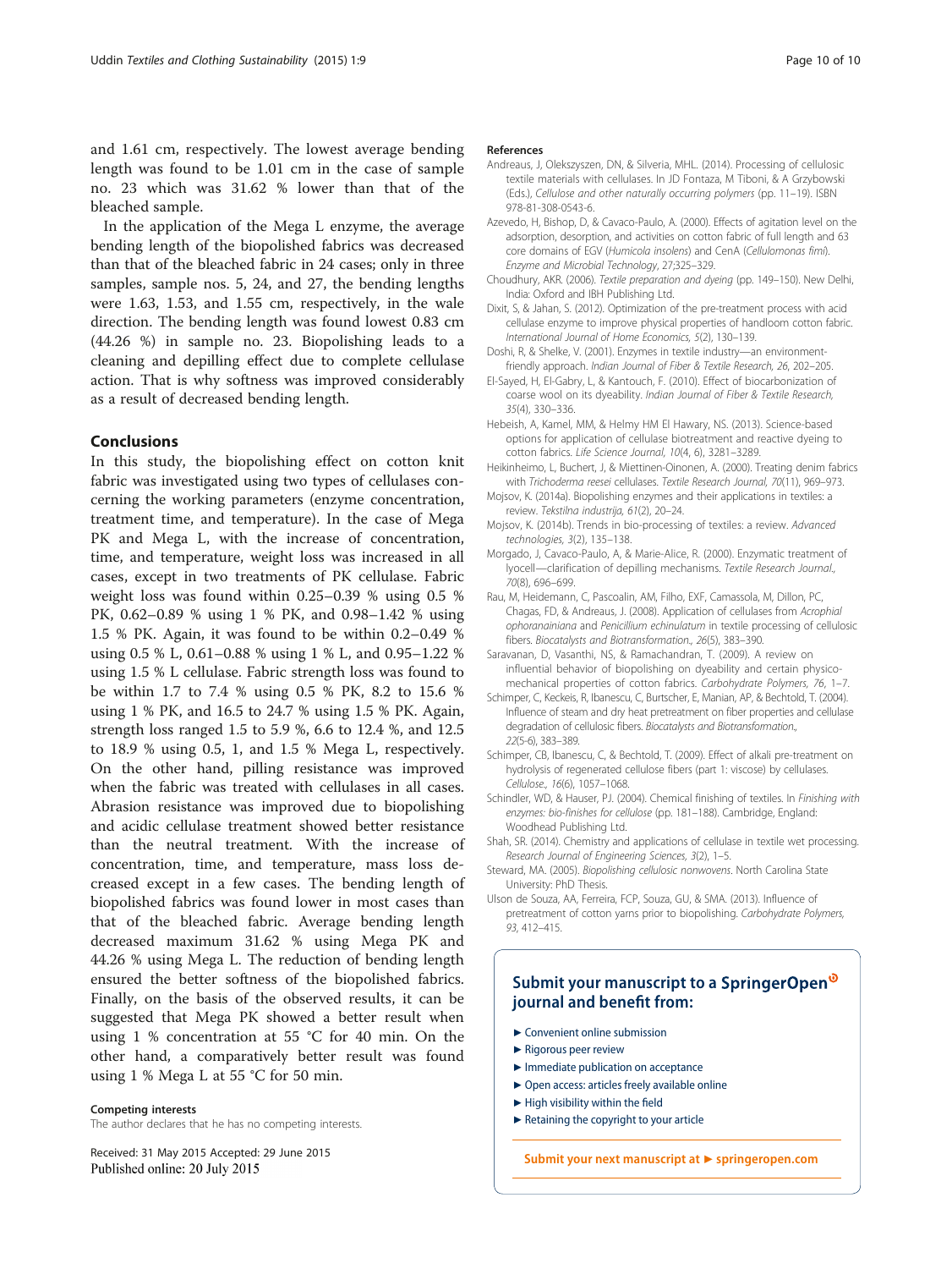and 1.61 cm, respectively. The lowest average bending length was found to be 1.01 cm in the case of sample no. 23 which was 31.62 % lower than that of the bleached sample.

In the application of the Mega L enzyme, the average bending length of the biopolished fabrics was decreased than that of the bleached fabric in 24 cases; only in three samples, sample nos. 5, 24, and 27, the bending lengths were 1.63, 1.53, and 1.55 cm, respectively, in the wale direction. The bending length was found lowest 0.83 cm (44.26 %) in sample no. 23. Biopolishing leads to a cleaning and depilling effect due to complete cellulase action. That is why softness was improved considerably as a result of decreased bending length.

## Conclusions

In this study, the biopolishing effect on cotton knit fabric was investigated using two types of cellulases concerning the working parameters (enzyme concentration, treatment time, and temperature). In the case of Mega PK and Mega L, with the increase of concentration, time, and temperature, weight loss was increased in all cases, except in two treatments of PK cellulase. Fabric weight loss was found within 0.25–0.39 % using 0.5 % PK, 0.62–0.89 % using 1 % PK, and 0.98–1.42 % using 1.5 % PK. Again, it was found to be within 0.2–0.49 % using 0.5 % L, 0.61–0.88 % using 1 % L, and 0.95–1.22 % using 1.5 % L cellulase. Fabric strength loss was found to be within 1.7 to 7.4 % using 0.5 % PK, 8.2 to 15.6 % using 1 % PK, and 16.5 to 24.7 % using 1.5 % PK. Again, strength loss ranged 1.5 to 5.9 %, 6.6 to 12.4 %, and 12.5 to 18.9 % using 0.5, 1, and 1.5 % Mega L, respectively. On the other hand, pilling resistance was improved when the fabric was treated with cellulases in all cases. Abrasion resistance was improved due to biopolishing and acidic cellulase treatment showed better resistance than the neutral treatment. With the increase of concentration, time, and temperature, mass loss decreased except in a few cases. The bending length of biopolished fabrics was found lower in most cases than that of the bleached fabric. Average bending length decreased maximum 31.62 % using Mega PK and 44.26 % using Mega L. The reduction of bending length ensured the better softness of the biopolished fabrics. Finally, on the basis of the observed results, it can be suggested that Mega PK showed a better result when using 1 % concentration at 55 °C for 40 min. On the other hand, a comparatively better result was found using 1 % Mega L at 55 °C for 50 min.

#### Competing interests

The author declares that he has no competing interests.

Received: 31 May 2015 Accepted: 29 June 2015
Published online: 20 July 2015

#### References

Andreaus, J, Olekszyszen, DN, & Silveria, MHL. (2014). Processing of cellulosic textile materials with cellulases. In JD Fontaza, M Tiboni, & A Grzybowski (Eds.), *Cellulose and other naturally occurring polymers* (pp. 11–19). ISBN 978-81-308-0543-6.

Azevedo, H, Bishop, D, & Cavaco-Paulo, A. (2000). Effects of agitation level on the adsorption, desorption, and activities on cotton fabric of full length and 63 core domains of EGV (*Humicola insolens*) and CenA (*Cellulomonas fimi*). *Enzyme and Microbial Technology*, 27;325–329.

Choudhury, AKR. (2006). *Textile preparation and dyeing* (pp. 149–150). New Delhi, India: Oxford and IBH Publishing Ltd.

Dixit, S, & Jahan, S. (2012). Optimization of the pre-treatment process with acid cellulase enzyme to improve physical properties of handloom cotton fabric. *International Journal of Home Economics, 5*(2), 130–139.

Doshi, R, & Shelke, V. (2001). Enzymes in textile industry—an environment-friendly approach. *Indian Journal of Fiber & Textile Research, 26*, 202–205.

El-Sayed, H, El-Gabry, L, & Kantouch, F. (2010). Effect of biocarbonization of coarse wool on its dyeability. *Indian Journal of Fiber & Textile Research, 35*(4), 330–336.

Hebeish, A, Kamel, MM, & Helmy HM El Hawary, NS. (2013). Science-based options for application of cellulase biotreatment and reactive dyeing to cotton fabrics. *Life Science Journal, 10*(4, 6), 3281–3289.

Heikinheimo, L, Buchert, J, & Miettinen-Oinonen, A. (2000). Treating denim fabrics with *Trichoderma reesei* cellulases. *Textile Research Journal, 70*(11), 969–973.

Mojsov, K. (2014a). Biopolishing enzymes and their applications in textiles: a review. *Tekstilna industrija, 61*(2), 20–24.

Mojsov, K. (2014b). Trends in bio-processing of textiles: a review. *Advanced technologies, 3*(2), 135–138.

Morgado, J, Cavaco-Paulo, A, & Marie-Alice, R. (2000). Enzymatic treatment of lyocell—clarification of depilling mechanisms. *Textile Research Journal., 70*(8), 696–699.

Rau, M, Heidemann, C, Pascoalin, AM, Filho, EXF, Camassola, M, Dillon, PC, Chagas, FD, & Andreaus, J. (2008). Application of cellulases from *Acrophial ophoranainiana* and *Penicillium echinulatum* in textile processing of cellulosic fibers. *Biocatalysts and Biotransformation., 26*(5), 383–390.

Saravanan, D, Vasanthi, NS, & Ramachandran, T. (2009). A review on influential behavior of biopolishing on dyeability and certain physico-mechanical properties of cotton fabrics. *Carbohydrate Polymers, 76*, 1–7.

Schimper, C, Keckeis, R, Ibanescu, C, Burtscher, E, Manian, AP, & Bechtold, T. (2004). Influence of steam and dry heat pretreatment on fiber properties and cellulase degradation of cellulosic fibers. *Biocatalysts and Biotransformation., 22*(5-6), 383–389.

Schimper, CB, Ibanescu, C, & Bechtold, T. (2009). Effect of alkali pre-treatment on hydrolysis of regenerated cellulose fibers (part 1: viscose) by cellulases. *Cellulose., 16*(6), 1057–1068.

Schindler, WD, & Hauser, PJ. (2004). Chemical finishing of textiles. In *Finishing with enzymes: bio-finishes for cellulose* (pp. 181–188). Cambridge, England: Woodhead Publishing Ltd.

Shah, SR. (2014). Chemistry and applications of cellulase in textile wet processing. *Research Journal of Engineering Sciences, 3*(2), 1–5.

Steward, MA. (2005). *Biopolishing cellulosic nonwovens*. North Carolina State University: PhD Thesis.

Ulson de Souza, AA, Ferreira, FCP, Souza, GU, & SMA. (2013). Influence of pretreatment of cotton yarns prior to biopolishing. *Carbohydrate Polymers, 93*, 412–415.